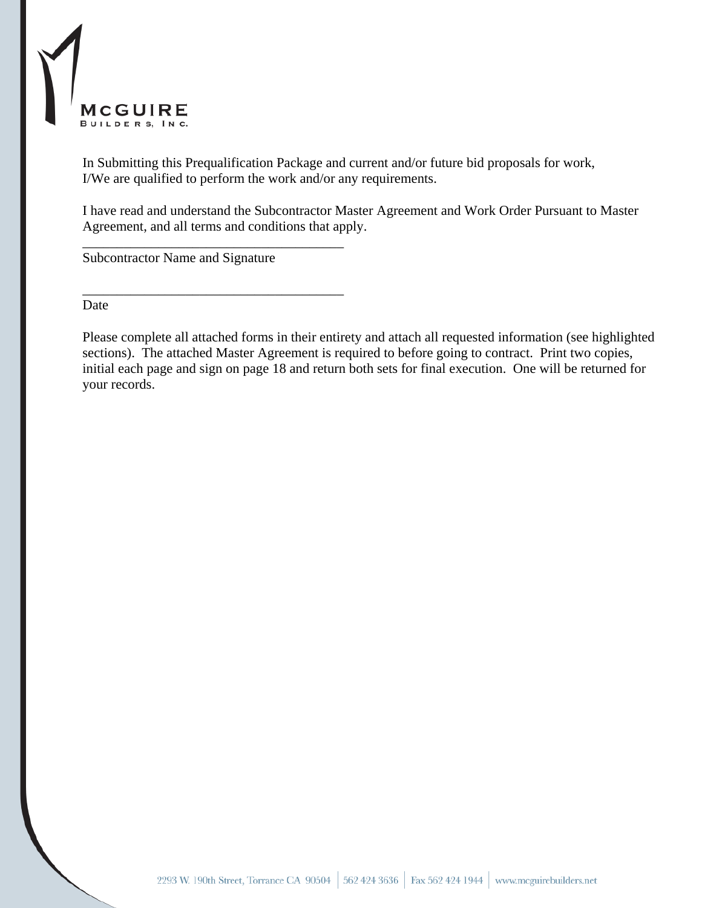MCGUIRE
BUILDERS, INC.

In Submitting this Prequalification Package and current and/or future bid proposals for work, I/We are qualified to perform the work and/or any requirements.

I have read and understand the Subcontractor Master Agreement and Work Order Pursuant to Master Agreement, and all terms and conditions that apply.

_______________________________________
Subcontractor Name and Signature

_______________________________________
Date

Please complete all attached forms in their entirety and attach all requested information (see highlighted sections). The attached Master Agreement is required to before going to contract. Print two copies, initial each page and sign on page 18 and return both sets for final execution. One will be returned for your records.

2293 W. 190th Street, Torrance CA 90504 | 562 424 3636 | Fax 562 424 1944 | www.mcguirebuilders.net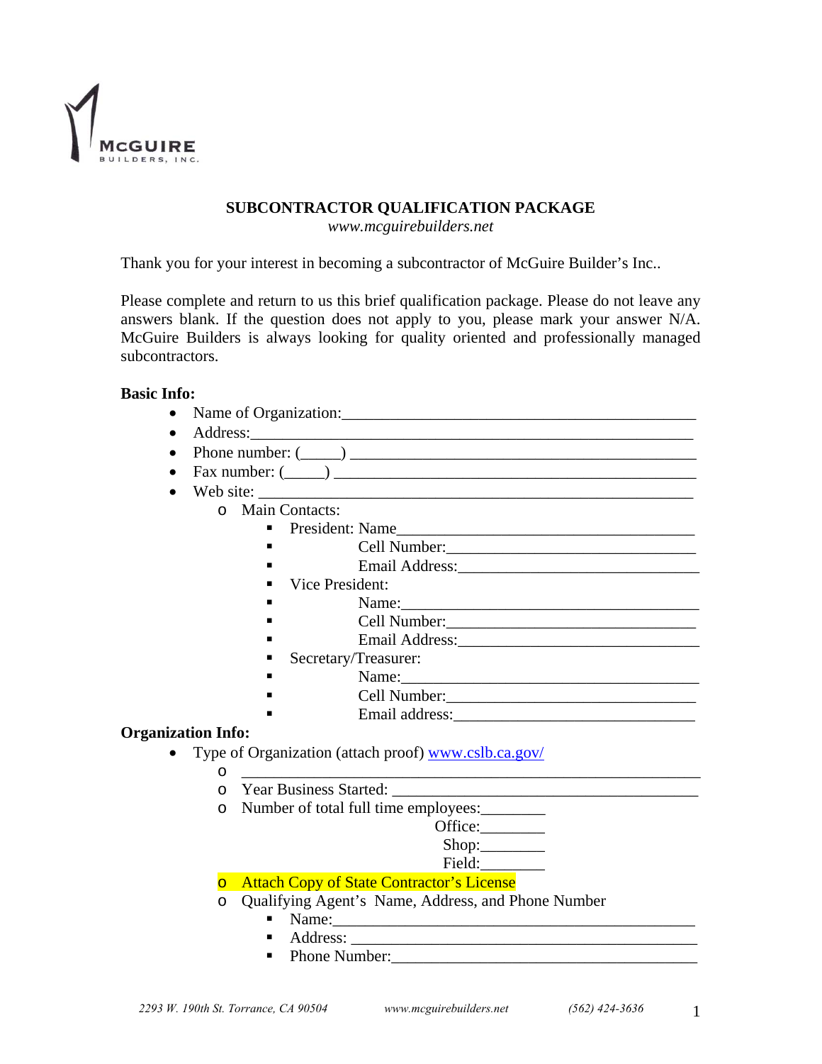McGUIRE
BUILDERS, INC.

## SUBCONTRACTOR QUALIFICATION PACKAGE

*www.mcguirebuilders.net*

Thank you for your interest in becoming a subcontractor of McGuire Builder's Inc..

Please complete and return to us this brief qualification package. Please do not leave any answers blank. If the question does not apply to you, please mark your answer N/A. McGuire Builders is always looking for quality oriented and professionally managed subcontractors.

**Basic Info:**

- Name of Organization:_______________________________________________
- Address:_______________________________________________________
- Phone number: (_____) _______________________________________________
- Fax number: (_____) ________________________________________________
- Web site: _______________________________________________________
  - Main Contacts:
    - President: Name_______________________________________
    - Cell Number:________________________________
    - Email Address:_______________________________
    - Vice President:
    - Name:_______________________________________
    - Cell Number:________________________________
    - Email Address:_______________________________
    - Secretary/Treasurer:
    - Name:_______________________________________
    - Cell Number:________________________________
    - Email address:______________________________

**Organization Info:**

- Type of Organization (attach proof) [www.cslb.ca.gov/](www.cslb.ca.gov/)
  - _______________________________________________________
  - Year Business Started: ________________________________________
  - Number of total full time employees:________
    - Office:________
    - Shop:________
    - Field:________
  - Attach Copy of State Contractor's License
  - Qualifying Agent's Name, Address, and Phone Number
    - Name:______________________________________________
    - Address: ____________________________________________
    - Phone Number:_______________________________________

*2293 W. 190th St. Torrance, CA 90504* *www.mcguirebuilders.net* *(562) 424-3636*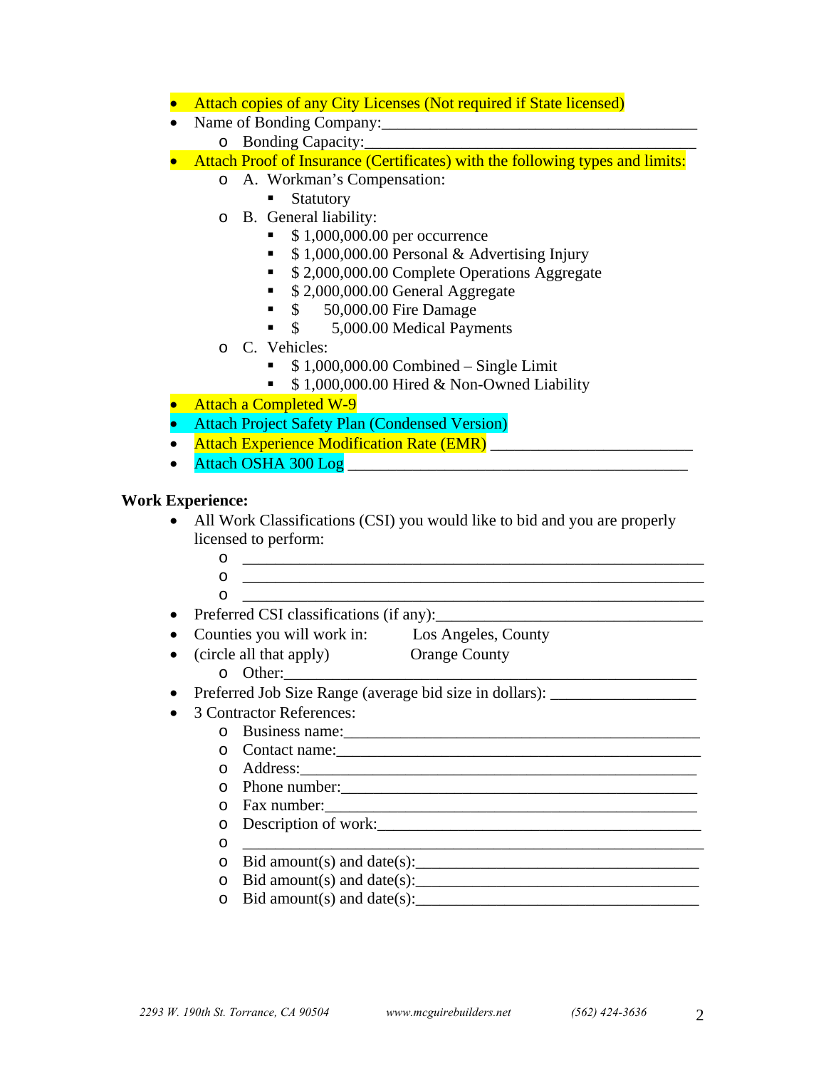- Attach copies of any City Licenses (Not required if State licensed)
- Name of Bonding Company:________________________________________
    - Bonding Capacity:_______________________________________
- Attach Proof of Insurance (Certificates) with the following types and limits:
    - A. Workman's Compensation:
        - Statutory
    - B. General liability:
        - $ 1,000,000.00 per occurrence
        - $ 1,000,000.00 Personal & Advertising Injury
        - $ 2,000,000.00 Complete Operations Aggregate
        - $ 2,000,000.00 General Aggregate
        - $ 50,000.00 Fire Damage
        - $ 5,000.00 Medical Payments
    - C. Vehicles:
        - $ 1,000,000.00 Combined – Single Limit
        - $ 1,000,000.00 Hired & Non-Owned Liability
- Attach a Completed W-9
- Attach Project Safety Plan (Condensed Version)
- Attach Experience Modification Rate (EMR) ________________________
- Attach OSHA 300 Log __________________________________________

**Work Experience:**

- All Work Classifications (CSI) you would like to bid and you are properly licensed to perform:
    - ______________________________________________________
    - ______________________________________________________
    - ______________________________________________________
- Preferred CSI classifications (if any):_______________________________
- Counties you will work in: Los Angeles, County
- (circle all that apply) Orange County
    - Other:_________________________________________________
- Preferred Job Size Range (average bid size in dollars): _________________
- 3 Contractor References:
    - Business name:__________________________________________
    - Contact name:___________________________________________
    - Address:_______________________________________________
    - Phone number:__________________________________________
    - Fax number:____________________________________________
    - Description of work:______________________________________
    - ______________________________________________________
    - Bid amount(s) and date(s):__________________________________
    - Bid amount(s) and date(s):__________________________________
    - Bid amount(s) and date(s):__________________________________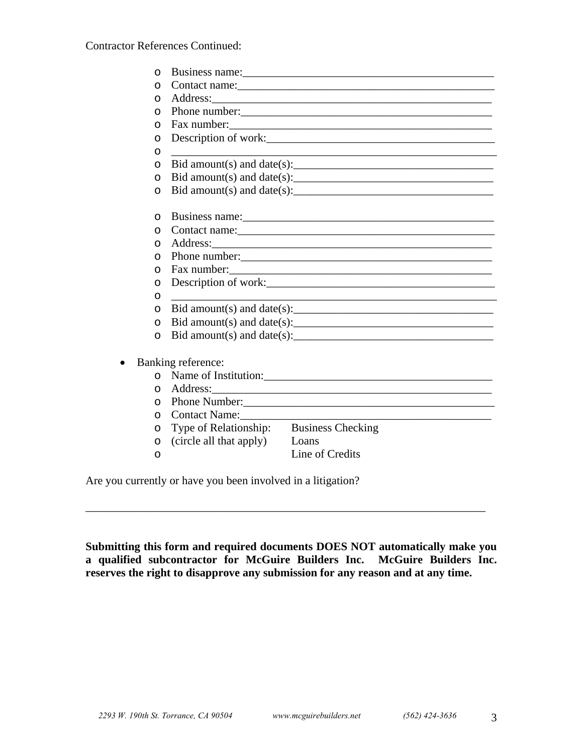Contractor References Continued:

- Business name:_____________________________________________
- Contact name:______________________________________________
- Address:__________________________________________________
- Phone number:_____________________________________________
- Fax number:_______________________________________________
- Description of work:________________________________________
- ___________________________________________________________
- Bid amount(s) and date(s):___________________________________
- Bid amount(s) and date(s):___________________________________
- Bid amount(s) and date(s):___________________________________

- Business name:_____________________________________________
- Contact name:______________________________________________
- Address:__________________________________________________
- Phone number:_____________________________________________
- Fax number:_______________________________________________
- Description of work:________________________________________
- ___________________________________________________________
- Bid amount(s) and date(s):___________________________________
- Bid amount(s) and date(s):___________________________________
- Bid amount(s) and date(s):___________________________________

- Banking reference:
  - Name of Institution:_________________________________________
  - Address:__________________________________________________
  - Phone Number:_____________________________________________
  - Contact Name:_____________________________________________
  - Type of Relationship: Business Checking
  - (circle all that apply) Loans
  - Line of Credits

Are you currently or have you been involved in a litigation?

______________________________________________________________________

**Submitting this form and required documents DOES NOT automatically make you a qualified subcontractor for McGuire Builders Inc. McGuire Builders Inc. reserves the right to disapprove any submission for any reason and at any time.**